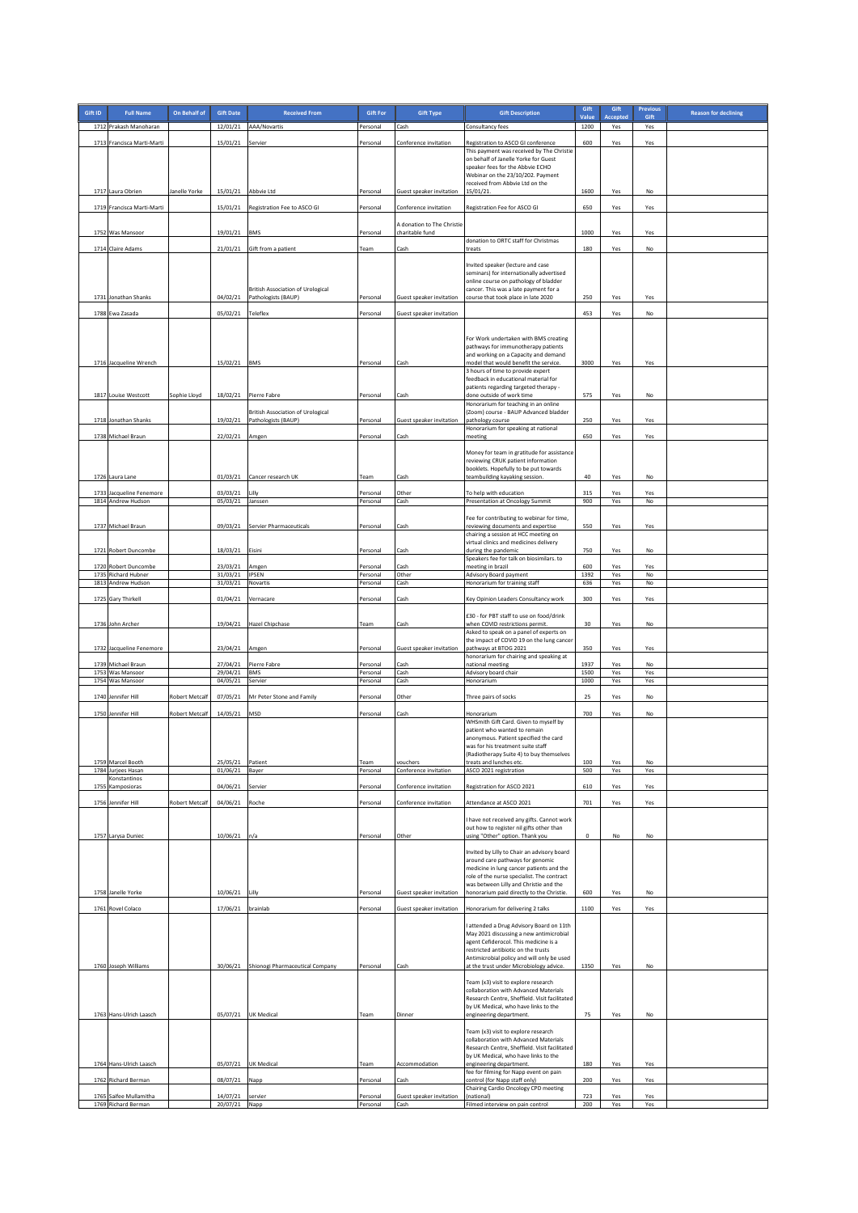| Gift ID | Full Name | On Behalf of | Gift Date | Received From | Gift For | Gift Type | Gift Description | Gift Value | Gift Accepted | Previous Gift | Reason for declining |
|---|---|---|---|---|---|---|---|---|---|---|---|
| 1712 | Prakash Manoharan | | 12/01/21 | AAA/Novartis | Personal | Cash | Consultancy fees | 1200 | Yes | Yes | |
| 1713 | Francisca Marti-Marti | | 15/01/21 | Servier | Personal | Conference invitation | Registration to ASCO GI conference | 600 | Yes | Yes | |
| 1717 | Laura Obrien | Janelle Yorke | 15/01/21 | Abbvie Ltd | Personal | Guest speaker invitation | This payment was received by The Christie on behalf of Janelle Yorke for Guest speaker fees for the Abbvie ECHO Webinar on the 23/10/202. Payment received from Abbvie Ltd on the 15/01/21. | 1600 | Yes | No | |
| 1719 | Francisca Marti-Marti | | 15/01/21 | Registration Fee to ASCO GI | Personal | Conference invitation | Registration Fee for ASCO GI | 650 | Yes | Yes | |
| 1752 | Was Mansoor | | 19/01/21 | BMS | Personal | A donation to The Christie charitable fund | | 1000 | Yes | Yes | |
| 1714 | Claire Adams | | 21/01/21 | Gift from a patient | Team | Cash | donation to ORTC staff for Christmas treats | 180 | Yes | No | |
| 1731 | Jonathan Shanks | | 04/02/21 | British Association of Urological Pathologists (BAUP) | Personal | Guest speaker invitation | Invited speaker (lecture and case seminars) for internationally advertised online course on pathology of bladder cancer. This was a late payment for a course that took place in late 2020 | 250 | Yes | Yes | |
| 1788 | Ewa Zasada | | 05/02/21 | Teleflex | Personal | Guest speaker invitation | | 453 | Yes | No | |
| 1716 | Jacqueline Wrench | | 15/02/21 | BMS | Personal | Cash | For Work undertaken with BMS creating pathways for immunotherapy patients and working on a Capacity and demand model that would benefit the service. | 3000 | Yes | Yes | |
| 1817 | Louise Westcott | Sophie Lloyd | 18/02/21 | Pierre Fabre | Personal | Cash | 3 hours of time to provide expert feedback in educational material for patients regarding targeted therapy - done outside of work time | 575 | Yes | No | |
| 1718 | Jonathan Shanks | | 19/02/21 | British Association of Urological Pathologists (BAUP) | Personal | Guest speaker invitation | Honorarium for teaching in an online (Zoom) course - BAUP Advanced bladder pathology course | 250 | Yes | Yes | |
| 1738 | Michael Braun | | 22/02/21 | Amgen | Personal | Cash | Honorarium for speaking at national meeting | 650 | Yes | Yes | |
| 1726 | Laura Lane | | 01/03/21 | Cancer research UK | Team | Cash | Money for team in gratitude for assistance reviewing CRUK patient information booklets. Hopefully to be put towards teambuilding kayaking session. | 40 | Yes | No | |
| 1733 | Jacqueline Fenemore | | 03/03/21 | Lilly | Personal | Other | To help with education | 315 | Yes | Yes | |
| 1814 | Andrew Hudson | | 05/03/21 | Janssen | Personal | Cash | Presentation at Oncology Summit | 900 | Yes | No | |
| 1737 | Michael Braun | | 09/03/21 | Servier Pharmaceuticals | Personal | Cash | Fee for contributing to webinar for time, reviewing documents and expertise | 550 | Yes | Yes | |
| 1721 | Robert Duncombe | | 18/03/21 | Eisini | Personal | Cash | chairing a session at HCC meeting on virtual clinics and medicines delivery during the pandemic | 750 | Yes | No | |
| 1720 | Robert Duncombe | | 23/03/21 | Amgen | Personal | Cash | Speakers fee for talk on biosimilars. to meeting in brazil | 600 | Yes | Yes | |
| 1735 | Richard Hubner | | 31/03/21 | IPSEN | Personal | Other | Advisory Board payment | 1392 | Yes | No | |
| 1813 | Andrew Hudson | | 31/03/21 | Novartis | Personal | Cash | Honorarium for training staff | 636 | Yes | No | |
| 1725 | Gary Thirkell | | 01/04/21 | Vernacare | Personal | Cash | Key Opinion Leaders Consultancy work | 300 | Yes | Yes | |
| 1736 | John Archer | | 19/04/21 | Hazel Chipchase | Team | Cash | £30 - for PBT staff to use on food/drink when COVID restrictions permit. | 30 | Yes | No | |
| 1732 | Jacqueline Fenemore | | 23/04/21 | Amgen | Personal | Guest speaker invitation | Asked to speak on a panel of experts on the impact of COVID 19 on the lung cancer pathways at BTOG 2021 | 350 | Yes | Yes | |
| 1739 | Michael Braun | | 27/04/21 | Pierre Fabre | Personal | Cash | honorarium for chairing and speaking at national meeting | 1937 | Yes | No | |
| 1753 | Was Mansoor | | 29/04/21 | BMS | Personal | Cash | Advisory board chair | 1500 | Yes | Yes | |
| 1754 | Was Mansoor | | 04/05/21 | Servier | Personal | Cash | Honorarium | 1000 | Yes | Yes | |
| 1740 | Jennifer Hill | Robert Metcalf | 07/05/21 | Mr Peter Stone and Family | Personal | Other | Three pairs of socks | 25 | Yes | No | |
| 1750 | Jennifer Hill | Robert Metcalf | 14/05/21 | MSD | Personal | Cash | Honorarium | 700 | Yes | No | |
| 1759 | Marcel Booth | | 25/05/21 | Patient | Team | vouchers | WHSmith Gift Card. Given to myself by patient who wanted to remain anonymous. Patient specified the card was for his treatment suite staff (Radiotherapy Suite 4) to buy themselves treats and lunches etc. | 100 | Yes | No | |
| 1784 | Jurjees Hasan | | 01/06/21 | Bayer | Personal | Conference invitation | ASCO 2021 registration | 500 | Yes | Yes | |
| 1755 | Konstantinos Kamposioras | | 04/06/21 | Servier | Personal | Conference invitation | Registration for ASCO 2021 | 610 | Yes | Yes | |
| 1756 | Jennifer Hill | Robert Metcalf | 04/06/21 | Roche | Personal | Conference invitation | Attendance at ASCO 2021 | 701 | Yes | Yes | |
| 1757 | Larysa Duniec | | 10/06/21 | n/a | Personal | Other | I have not received any gifts. Cannot work out how to register nil gifts other than using "Other" option. Thank you | 0 | No | No | |
| 1758 | Janelle Yorke | | 10/06/21 | Lilly | Personal | Guest speaker invitation | Invited by Lilly to Chair an advisory board around care pathways for genomic medicine in lung cancer patients and the role of the nurse specialist. The contract was between Lilly and Christie and the honorarium paid directly to the Christie. | 600 | Yes | No | |
| 1761 | Rovel Colaco | | 17/06/21 | brainlab | Personal | Guest speaker invitation | Honorarium for delivering 2 talks | 1100 | Yes | Yes | |
| 1760 | Joseph Williams | | 30/06/21 | Shionogi Pharmaceutical Company | Personal | Cash | I attended a Drug Advisory Board on 11th May 2021 discussing a new antimicrobial agent Cefiderocol. This medicine is a restricted antibiotic on the trusts Antimicrobial policy and will only be used at the trust under Microbiology advice. | 1350 | Yes | No | |
| 1763 | Hans-Ulrich Laasch | | 05/07/21 | UK Medical | Team | Dinner | Team (x3) visit to explore research collaboration with Advanced Materials Research Centre, Sheffield. Visit facilitated by UK Medical, who have links to the engineering department. | 75 | Yes | No | |
| 1764 | Hans-Ulrich Laasch | | 05/07/21 | UK Medical | Team | Accommodation | Team (x3) visit to explore research collaboration with Advanced Materials Research Centre, Sheffield. Visit facilitated by UK Medical, who have links to the engineering department. | 180 | Yes | Yes | |
| 1762 | Richard Berman | | 08/07/21 | Napp | Personal | Cash | fee for filming for Napp event on pain control (for Napp staff only) | 200 | Yes | Yes | |
| 1765 | Saifee Mullamitha | | 14/07/21 | servier | Personal | Guest speaker invitation | Chairing Cardio Oncology CPD meeting (national) | 723 | Yes | Yes | |
| 1769 | Richard Berman | | 20/07/21 | Napp | Personal | Cash | Filmed interview on pain control | 200 | Yes | Yes | |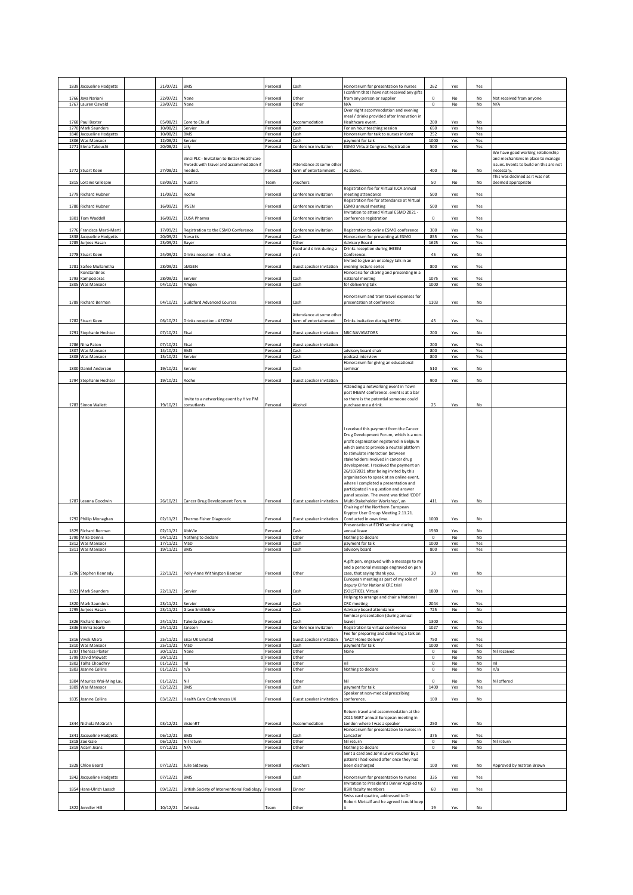| 1839 | Jacqueline Hodgetts | | 21/07/21 | BMS | Personal | Cash | Honorarium for presentation to nurses | 262 | Yes | Yes | |
|---|---|---|---|---|---|---|---|---|---|---|---|
| 1766 | Jaya Nariani | | 22/07/21 | None | Personal | Other | I confirm that I have not received any gifts from any person or supplier | 0 | No | No | Not received from anyone |
| 1767 | Lauren Oswald | | 23/07/21 | None | Personal | Other | N/A | 0 | No | No | N/A |
| 1768 | Paul Baxter | | 05/08/21 | Core to Cloud | Personal | Accommodation | Over night accommodation and evening meal / drinks provided after Innovation in Healthcare event. | 200 | Yes | No | |
| 1770 | Mark Saunders | | 10/08/21 | Servier | Personal | Cash | For an hour teaching session | 650 | Yes | Yes | |
| 1840 | Jacqueline Hodgetts | | 10/08/21 | BMS | Personal | Cash | Honorarium for talk to nurses in Kent | 252 | Yes | Yes | |
| 1806 | Was Mansoor | | 12/08/21 | Servier | Personal | Cash | payment for talk | 1000 | Yes | Yes | |
| 1771 | Elena Takeuchi | | 20/08/21 | Lilly | Personal | Conference invitation | ESMO Virtual Congress Registration | 500 | Yes | Yes | |
| 1772 | Stuart Keen | | 27/08/21 | Vinci PLC - Invitation to Better Healthcare Awards with travel and accommodation if needed. | Personal | Attendance at some other form of entertainment | As above. | 400 | No | No | We have good working relationship and mechanisms in place to manage issues. Events to build on this are not necessary. |
| 1815 | Loraine Gillespie | | 03/09/21 | Nualtra | Team | vouchers | | 50 | No | No | This was declined as it was not deemed appropriate |
| 1779 | Richard Hubner | | 11/09/21 | Roche | Personal | Conference invitation | Registration fee for Virtual ILCA annual meeting attendance | 500 | Yes | Yes | |
| 1780 | Richard Hubner | | 16/09/21 | IPSEN | Personal | Conference invitation | Registration fee for attendance at Virtual ESMO annual meeting | 500 | Yes | Yes | |
| 1801 | Tom Waddell | | 16/09/21 | EUSA Pharma | Personal | Conference invitation | Invitation to attend Virtual ESMO 2021 - conference registration | 0 | Yes | Yes | |
| 1776 | Francisca Marti-Marti | | 17/09/21 | Registration to the ESMO Conference | Personal | Conference invitation | Registration to online ESMO conference | 300 | Yes | Yes | |
| 1838 | Jacqueline Hodgetts | | 20/09/21 | Novartis | Personal | Cash | Honorarium for presenting at ESMO | 855 | Yes | Yes | |
| 1785 | Jurjees Hasan | | 23/09/21 | Bayer | Personal | Other | Advisory Board | 1625 | Yes | Yes | |
| 1778 | Stuart Keen | | 24/09/21 | Drinks reception - Archus | Personal | Food and drink during a visit | Drinks reception during IHEEM Conference. | 45 | Yes | No | |
| 1781 | Saifee Mullamitha | | 28/09/21 | aMGEN | Personal | Guest speaker invitation | Invited to give an oncology talk in an evening lecture series | 800 | Yes | Yes | |
| 1793 | Konstantinos Kamposioras | | 28/09/21 | Servier | Personal | Cash | Honoraria for charing and presenting in a national meeting | 1075 | Yes | Yes | |
| 1805 | Was Mansoor | | 04/10/21 | Amgen | Personal | Cash | for delivering talk | 1000 | Yes | No | |
| 1789 | Richard Berman | | 04/10/21 | Guildford Advanced Courses | Personal | Cash | Honorarium and train travel expenses for presentation at conference | 1103 | Yes | No | |
| 1782 | Stuart Keen | | 06/10/21 | Drinks reception - AECOM | Personal | Attendance at some other form of entertainment | Drinks invitation during IHEEM. | 45 | Yes | Yes | |
| 1791 | Stephanie Hechter | | 07/10/21 | Eisai | Personal | Guest speaker invitation | NBC NAVIGATORS | 200 | Yes | No | |
| 1786 | Nina Paton | | 07/10/21 | Eisai | Personal | Guest speaker invitation | | 200 | Yes | Yes | |
| 1807 | Was Mansoor | | 14/10/21 | BMS | Personal | Cash | advisory board chair | 800 | Yes | Yes | |
| 1808 | Was Mansoor | | 15/10/21 | Servier | Personal | Cash | podcast interview | 800 | Yes | Yes | |
| 1800 | Daniel Anderson | | 19/10/21 | Servier | Personal | Cash | Honorarium for giving an educational seminar | 510 | Yes | No | |
| 1794 | Stephanie Hechter | | 19/10/21 | Roche | Personal | Guest speaker invitation | | 900 | Yes | No | |
| 1783 | Simon Wallett | | 19/10/21 | Invite to a networking event by Hive PM consutlants | Personal | Alcohol | Attending a networking event in Town post IHEEM conference. event is at a bar so there is the potential someone could purchase me a drink. | 25 | Yes | No | |
| 1787 | Leanna Goodwin | | 26/10/21 | Cancer Drug Development Forum | Personal | Guest speaker invitation | I received this payment from the Cancer Drug Development Forum, which is a non-profit organisation registered in Belgium which aims to provide a neutral platform to stimulate interaction between stakeholders involved in cancer drug development. I received the payment on 26/10/2021 after being invited by this organisation to speak at an online event, where I completed a presentation and participated in a question and answer panel session. The event was titled 'CDDF Multi-Stakeholder Workshop', an | 411 | Yes | No | |
| 1792 | Phillip Monaghan | | 02/11/21 | Thermo Fisher Diagnostic | Personal | Guest speaker invitation | Chairing of the Northern European Kryptor User Group Meeting 2.11.21. Conducted in own time. | 1000 | Yes | No | |
| 1829 | Richard Berman | | 02/11/21 | AbbVie | Personal | Cash | Presentation at ECHO seminar during annual leave | 1560 | Yes | No | |
| 1790 | Mike Dennis | | 04/11/21 | Nothing to declare | Personal | Other | Nothing to declare | 0 | No | No | |
| 1812 | Was Mansoor | | 17/11/21 | MSD | Personal | Cash | payment for talk | 1000 | Yes | Yes | |
| 1811 | Was Mansoor | | 19/11/21 | BMS | Personal | Cash | advisory board | 800 | Yes | Yes | |
| 1796 | Stephen Kennedy | | 22/11/21 | Polly-Anne Withington Bamber | Personal | Other | A gift pen, engraved with a message to me and a personal message engraved on pen case, that saying thank you. | 30 | Yes | No | |
| 1821 | Mark Saunders | | 22/11/21 | Servier | Personal | Cash | European meeting as part of my role of deputy CI for National CRC trial (SOLSTICE). Virtual | 1800 | Yes | Yes | |
| 1820 | Mark Saunders | | 23/11/21 | Servier | Personal | Cash | Helping to arrange and chair a National CRC meeting | 2044 | Yes | Yes | |
| 1795 | Jurjees Hasan | | 23/11/21 | Glaxo Smithkline | Personal | Cash | Advisory board attendance | 725 | No | No | |
| 1826 | Richard Berman | | 24/11/21 | Takeda pharma | Personal | Cash | Seminar presentation (during annual leave) | 1300 | Yes | Yes | |
| 1836 | Emma Searle | | 24/11/21 | Janssen | Personal | Conference invitation | Registration to virtual conference | 1027 | Yes | No | |
| 1816 | Vivek Misra | | 25/11/21 | Eisai UK Limited | Personal | Guest speaker invitation | Fee for preparing and delivering a talk on 'SACT Home Delivery' | 750 | Yes | Yes | |
| 1810 | Was Mansoor | | 25/11/21 | MSD | Personal | Cash | payment for talk | 1000 | Yes | Yes | |
| 1797 | Theresa Plaiter | | 30/11/21 | None | Personal | Other | None | 0 | No | No | Nil received |
| 1799 | David Mowatt | | 30/11/21 | 0 | Personal | Other | | 0 | No | No | |
| 1802 | Talha Choudhry | | 01/12/21 | nil | Personal | Other | nil | 0 | No | No | nil |
| 1803 | Joanne Collins | | 01/12/21 | n/a | Personal | Other | Nothing to declare | 0 | No | No | n/a |
| 1804 | Maurice Wai-Ming Lau | | 01/12/21 | Nil | Personal | Other | Nil | 0 | No | No | Nil offered |
| 1809 | Was Mansoor | | 02/12/21 | BMS | Personal | Cash | payment for talk | 1400 | Yes | Yes | |
| 1835 | Joanne Collins | | 03/12/21 | Health Care Conferences UK | Personal | Guest speaker invitation | Speaker at non-medical prescribing conference. | 100 | Yes | No | |
| 1844 | Nichola McGrath | | 03/12/21 | VisionRT | Personal | Accommodation | Return travel and accommodation at the 2021 SGRT annual European meeting in London where I was a speaker | 250 | Yes | No | |
| 1841 | Jacqueline Hodgetts | | 06/12/21 | BMS | Personal | Cash | Honorarium for presentation to nurses in Lancaster | 375 | Yes | Yes | |
| 1818 | Zoe Gale | | 06/12/21 | Nil return | Personal | Other | Nil return | 0 | No | No | Nil return |
| 1819 | Adam Jeans | | 07/12/21 | N/A | Personal | Other | Nothing to declare | 0 | No | No | |
| 1828 | Chloe Beard | | 07/12/21 | Julie Sidaway | Personal | vouchers | Sent a card and John Lewis voucher by a patient I had looked after once they had been discharged | 100 | Yes | No | Approved by matron Brown |
| 1842 | Jacqueline Hodgetts | | 07/12/21 | BMS | Personal | Cash | Honorarium for presentation to nurses | 335 | Yes | Yes | |
| 1854 | Hans-Ulrich Laasch | | 09/12/21 | British Society of Interventional Radiology | Personal | Dinner | Invitation to President's Dinner Applied to BSIR faculty members | 60 | Yes | Yes | |
| 1822 | Jennifer Hill | | 10/12/21 | Cellestia | Team | Other | Swiss card quattro, addressed to Dr Robert Metcalf and he agreed I could keep it | 19 | Yes | No | |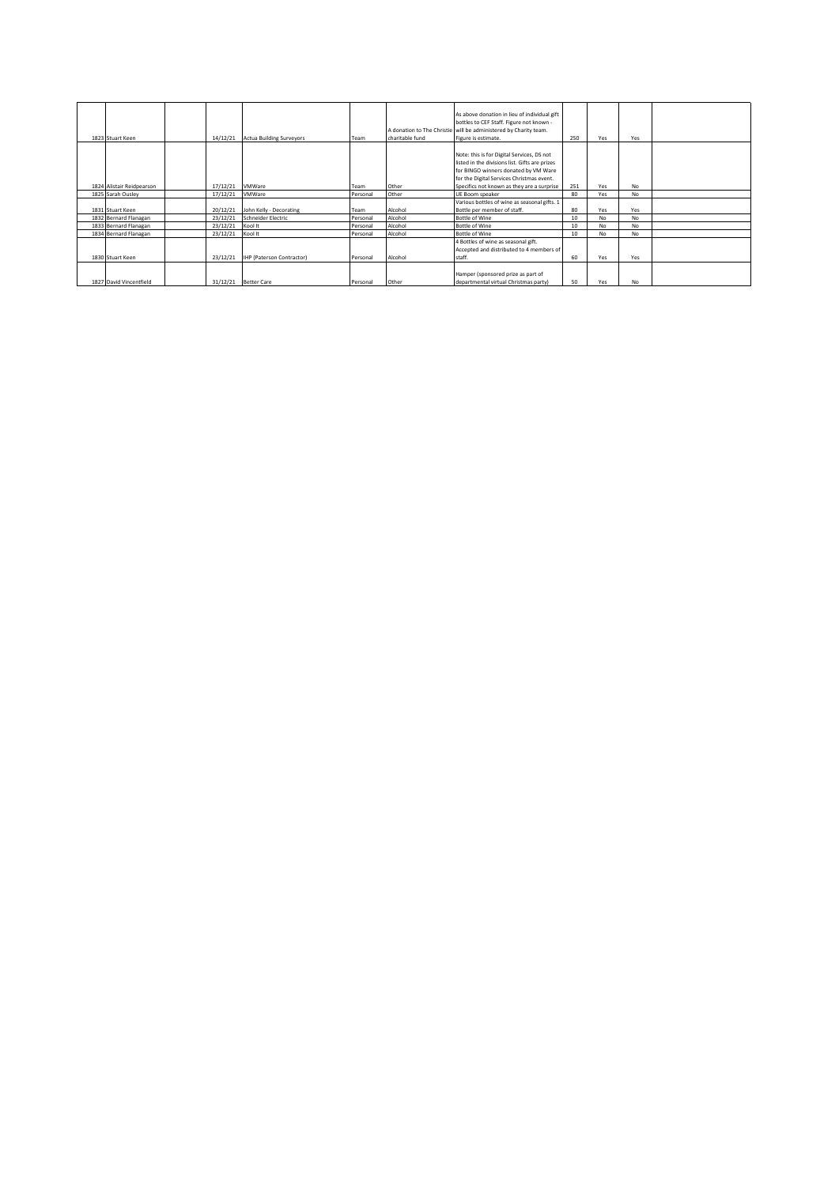| | | | | | | | | | | | |
|---|---|---|---|---|---|---|---|---|---|---|---|
| 1823 | Stuart Keen | | 14/12/21 | Actua Building Surveyors | Team | A donation to The Christie charitable fund | As above donation in lieu of individual gift bottles to CEF Staff. Figure not known - will be administered by Charity team. Figure is estimate. | 250 | Yes | Yes | |
| 1824 | Alistair Reidpearson | | 17/12/21 | VMWare | Team | Other | Note: this is for Digital Services, DS not listed in the divisions list. Gifts are prizes for BINGO winners donated by VM Ware for the Digital Services Christmas event. Specifics not known as they are a surprise | 251 | Yes | No | |
| 1825 | Sarah Ousley | | 17/12/21 | VMWare | Personal | Other | UE Boom speaker | 80 | Yes | No | |
| 1831 | Stuart Keen | | 20/12/21 | John Kelly - Decorating | Team | Alcohol | Various bottles of wine as seasonal gifts. 1 Bottle per member of staff. | 80 | Yes | Yes | |
| 1832 | Bernard Flanagan | | 23/12/21 | Schneider Electric | Personal | Alcohol | Bottle of Wine | 10 | No | No | |
| 1833 | Bernard Flanagan | | 23/12/21 | Kool It | Personal | Alcohol | Bottle of Wine | 10 | No | No | |
| 1834 | Bernard Flanagan | | 23/12/21 | Kool It | Personal | Alcohol | Bottle of Wine | 10 | No | No | |
| 1830 | Stuart Keen | | 23/12/21 | IHP (Paterson Contractor) | Personal | Alcohol | 4 Bottles of wine as seasonal gift. Accepted and distributed to 4 members of staff. | 60 | Yes | Yes | |
| 1827 | David Vincentfield | | 31/12/21 | Better Care | Personal | Other | Hamper (sponsored prize as part of departmental virtual Christmas party) | 50 | Yes | No | |